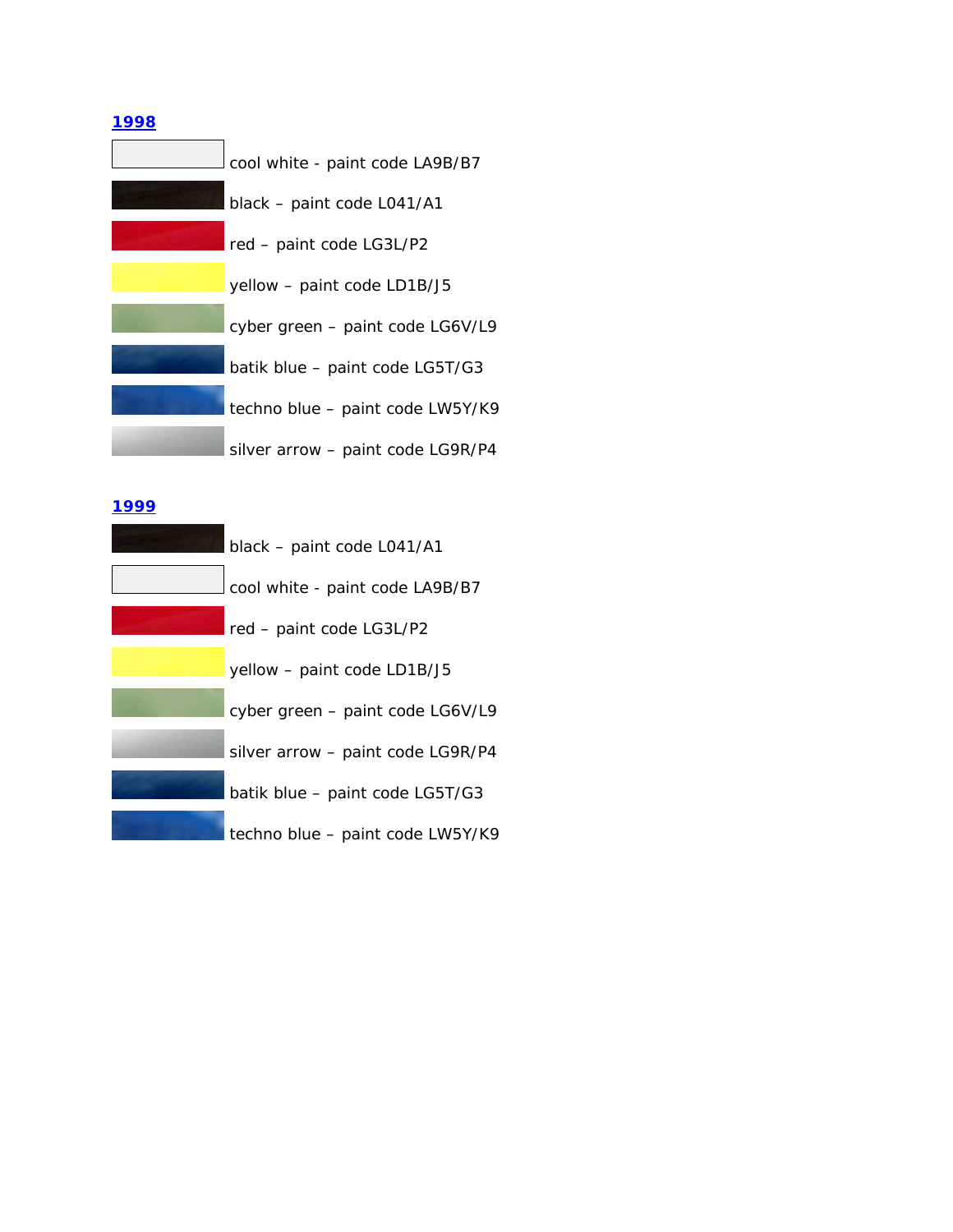**1998**

cool white - paint code LA9B/B7

black – paint code L041/A1

red – paint code LG3L/P2

yellow – paint code LD1B/J5

cyber green – paint code LG6V/L9

batik blue – paint code LG5T/G3

techno blue – paint code LW5Y/K9

silver arrow – paint code LG9R/P4

**1999**

black – paint code L041/A1

cool white - paint code LA9B/B7

red – paint code LG3L/P2

yellow – paint code LD1B/J5

cyber green – paint code LG6V/L9

silver arrow – paint code LG9R/P4

batik blue – paint code LG5T/G3

techno blue – paint code LW5Y/K9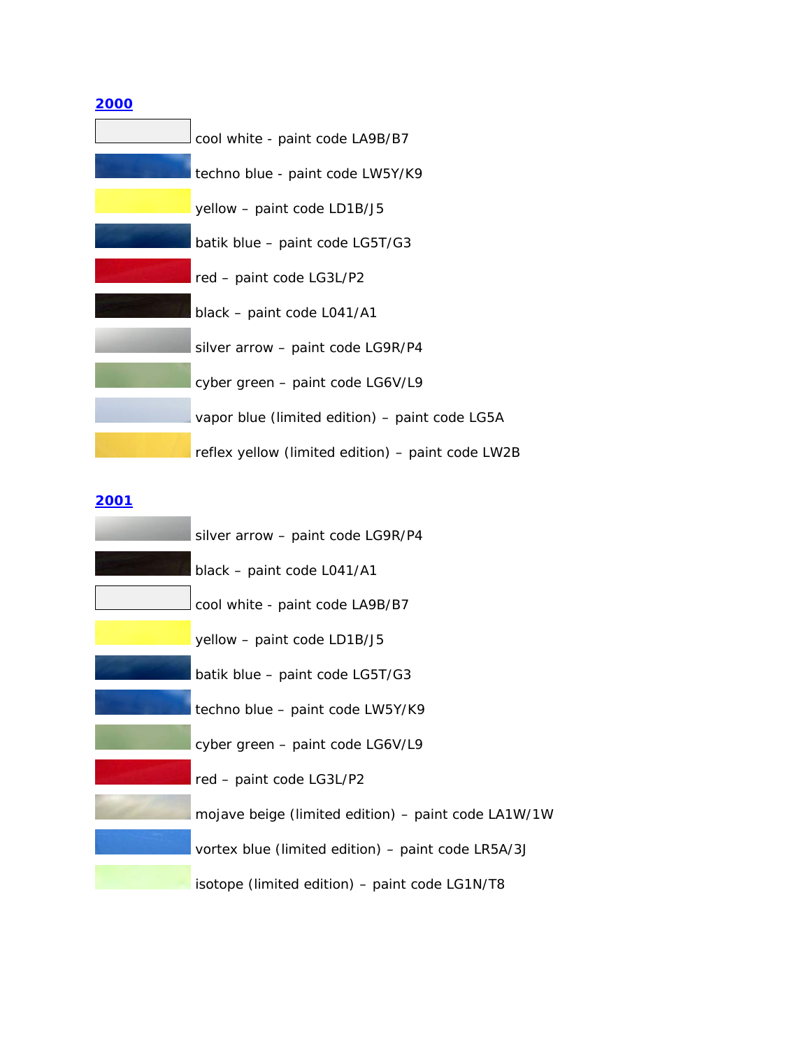## [2000]

cool white - paint code LA9B/B7

techno blue - paint code LW5Y/K9

yellow – paint code LD1B/J5

batik blue – paint code LG5T/G3

red – paint code LG3L/P2

black – paint code L041/A1

silver arrow – paint code LG9R/P4

cyber green – paint code LG6V/L9

vapor blue (limited edition) – paint code LG5A

reflex yellow (limited edition) – paint code LW2B

## [2001]

silver arrow – paint code LG9R/P4

black – paint code L041/A1

cool white - paint code LA9B/B7

yellow – paint code LD1B/J5

batik blue – paint code LG5T/G3

techno blue – paint code LW5Y/K9

cyber green – paint code LG6V/L9

red – paint code LG3L/P2

mojave beige (limited edition) – paint code LA1W/1W

vortex blue (limited edition) – paint code LR5A/3J

isotope (limited edition) – paint code LG1N/T8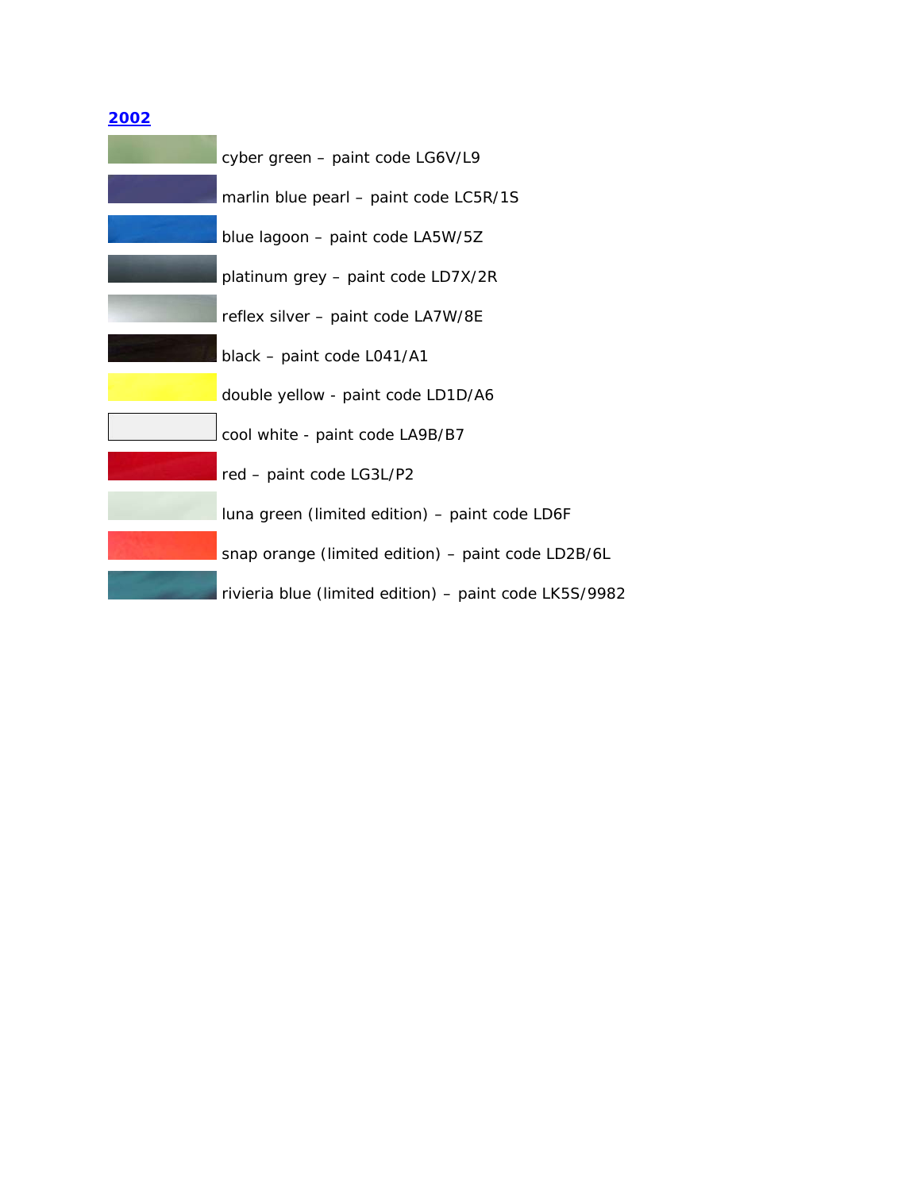**2002**

cyber green – paint code LG6V/L9

marlin blue pearl – paint code LC5R/1S

blue lagoon – paint code LA5W/5Z

platinum grey – paint code LD7X/2R

reflex silver – paint code LA7W/8E

black – paint code L041/A1

double yellow - paint code LD1D/A6

cool white - paint code LA9B/B7

red – paint code LG3L/P2

luna green (limited edition) – paint code LD6F

snap orange (limited edition) – paint code LD2B/6L

rivieria blue (limited edition) – paint code LK5S/9982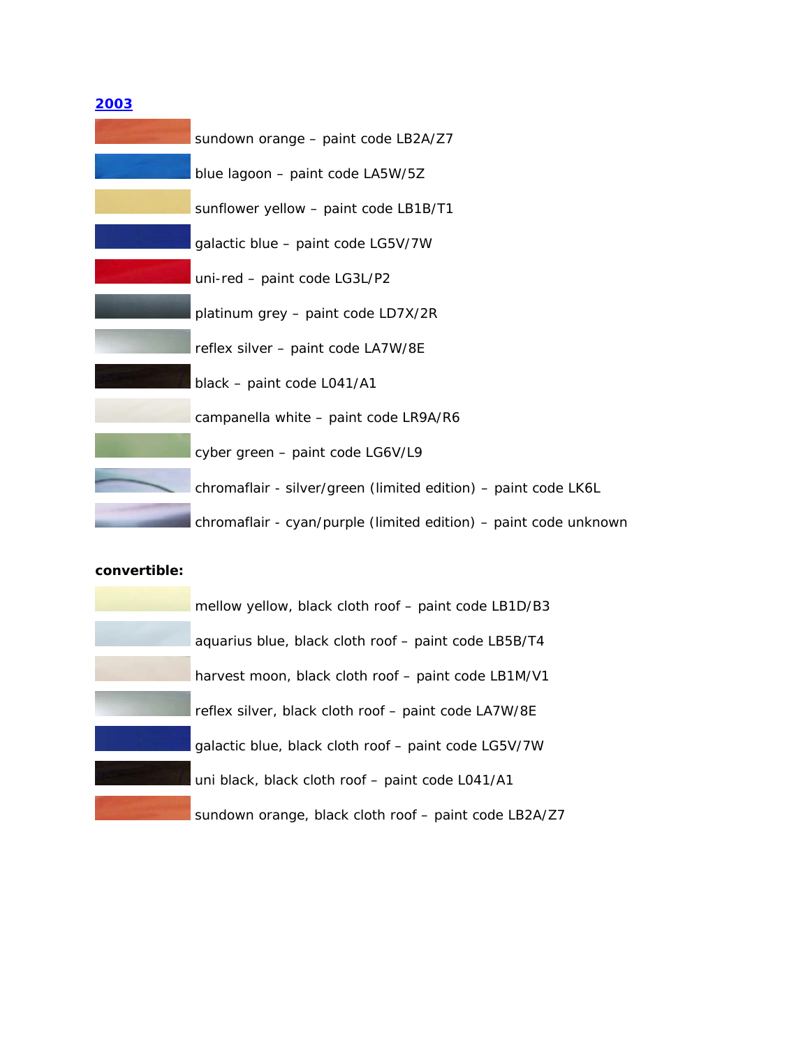[2003]()

sundown orange – paint code LB2A/Z7

blue lagoon – paint code LA5W/5Z

sunflower yellow – paint code LB1B/T1

galactic blue – paint code LG5V/7W

uni-red – paint code LG3L/P2

platinum grey – paint code LD7X/2R

reflex silver – paint code LA7W/8E

black – paint code L041/A1

campanella white – paint code LR9A/R6

cyber green – paint code LG6V/L9

chromaflair - silver/green (limited edition) – paint code LK6L

chromaflair - cyan/purple (limited edition) – paint code unknown

**convertible:**

mellow yellow, black cloth roof – paint code LB1D/B3

aquarius blue, black cloth roof – paint code LB5B/T4

harvest moon, black cloth roof – paint code LB1M/V1

reflex silver, black cloth roof – paint code LA7W/8E

galactic blue, black cloth roof – paint code LG5V/7W

uni black, black cloth roof – paint code L041/A1

sundown orange, black cloth roof – paint code LB2A/Z7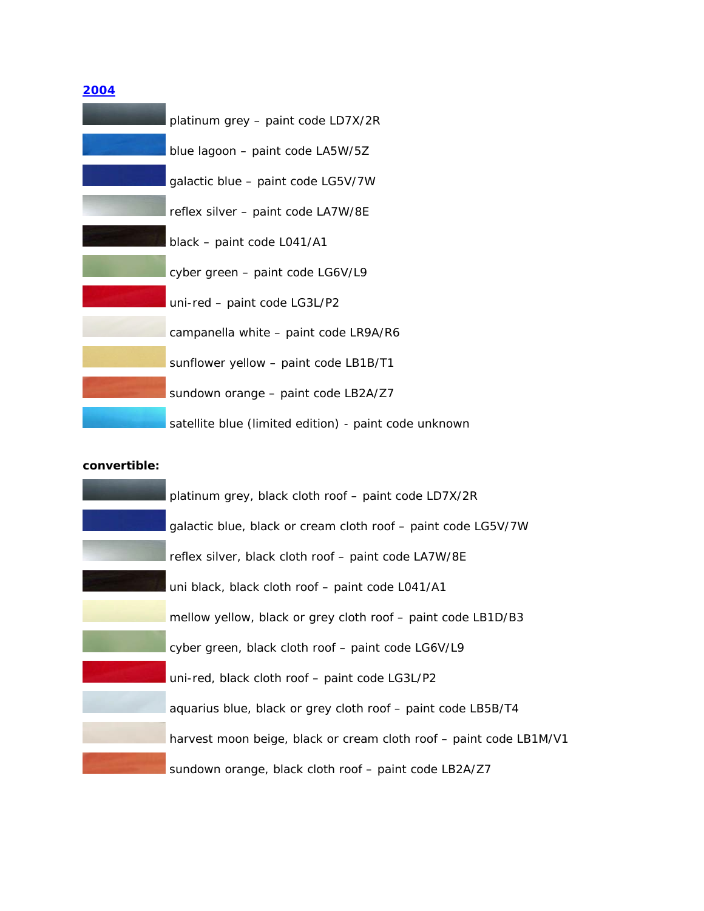## [2004]

platinum grey – paint code LD7X/2R

blue lagoon – paint code LA5W/5Z

galactic blue – paint code LG5V/7W

reflex silver – paint code LA7W/8E

black – paint code L041/A1

cyber green – paint code LG6V/L9

uni-red – paint code LG3L/P2

campanella white – paint code LR9A/R6

sunflower yellow – paint code LB1B/T1

sundown orange – paint code LB2A/Z7

satellite blue (limited edition) - paint code unknown

**convertible:**

platinum grey, black cloth roof – paint code LD7X/2R

galactic blue, black or cream cloth roof – paint code LG5V/7W

reflex silver, black cloth roof – paint code LA7W/8E

uni black, black cloth roof – paint code L041/A1

mellow yellow, black or grey cloth roof – paint code LB1D/B3

cyber green, black cloth roof – paint code LG6V/L9

uni-red, black cloth roof – paint code LG3L/P2

aquarius blue, black or grey cloth roof – paint code LB5B/T4

harvest moon beige, black or cream cloth roof – paint code LB1M/V1

sundown orange, black cloth roof – paint code LB2A/Z7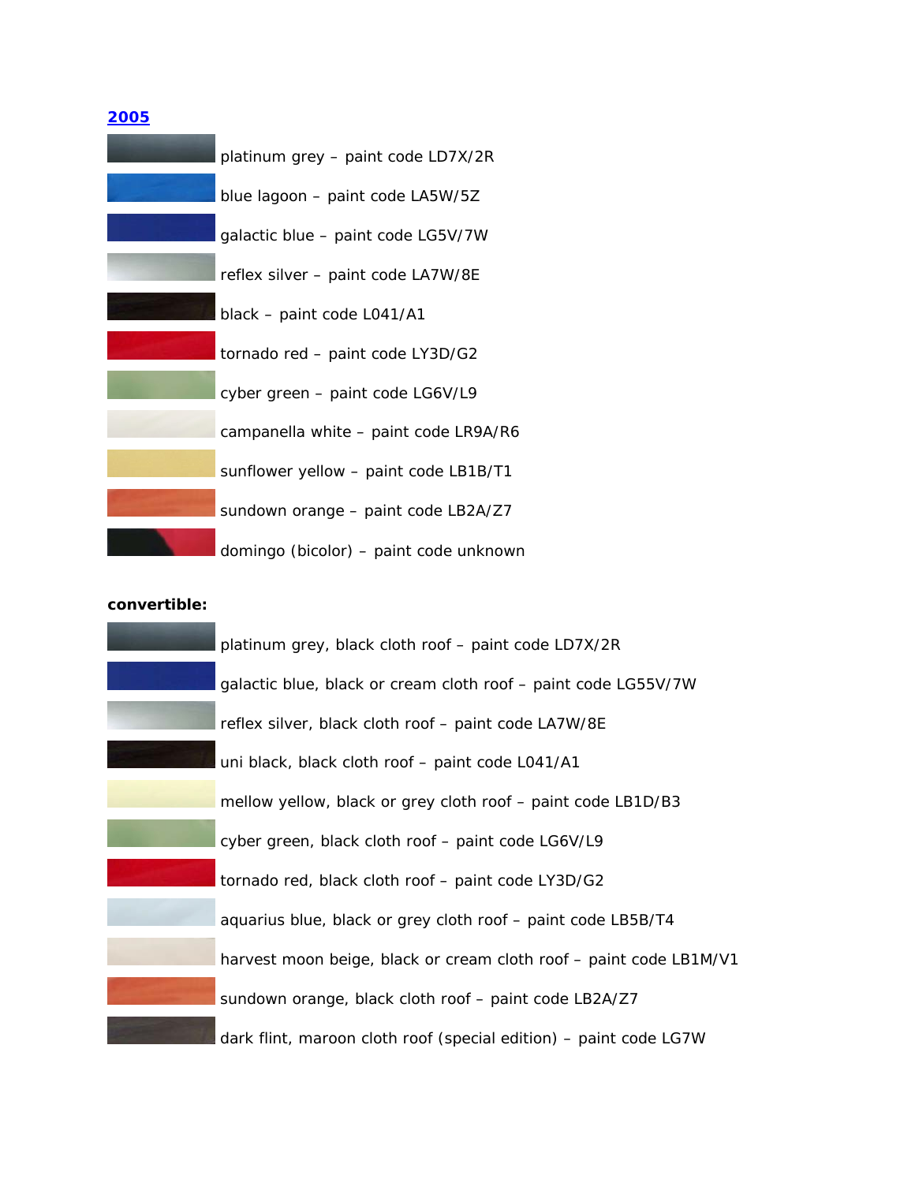[2005]()

platinum grey – paint code LD7X/2R

blue lagoon – paint code LA5W/5Z

galactic blue – paint code LG5V/7W

reflex silver – paint code LA7W/8E

black – paint code L041/A1

tornado red – paint code LY3D/G2

cyber green – paint code LG6V/L9

campanella white – paint code LR9A/R6

sunflower yellow – paint code LB1B/T1

sundown orange – paint code LB2A/Z7

domingo (bicolor) – paint code unknown

**convertible:**

platinum grey, black cloth roof – paint code LD7X/2R

galactic blue, black or cream cloth roof – paint code LG55V/7W

reflex silver, black cloth roof – paint code LA7W/8E

uni black, black cloth roof – paint code L041/A1

mellow yellow, black or grey cloth roof – paint code LB1D/B3

cyber green, black cloth roof – paint code LG6V/L9

tornado red, black cloth roof – paint code LY3D/G2

aquarius blue, black or grey cloth roof – paint code LB5B/T4

harvest moon beige, black or cream cloth roof – paint code LB1M/V1

sundown orange, black cloth roof – paint code LB2A/Z7

dark flint, maroon cloth roof (special edition) – paint code LG7W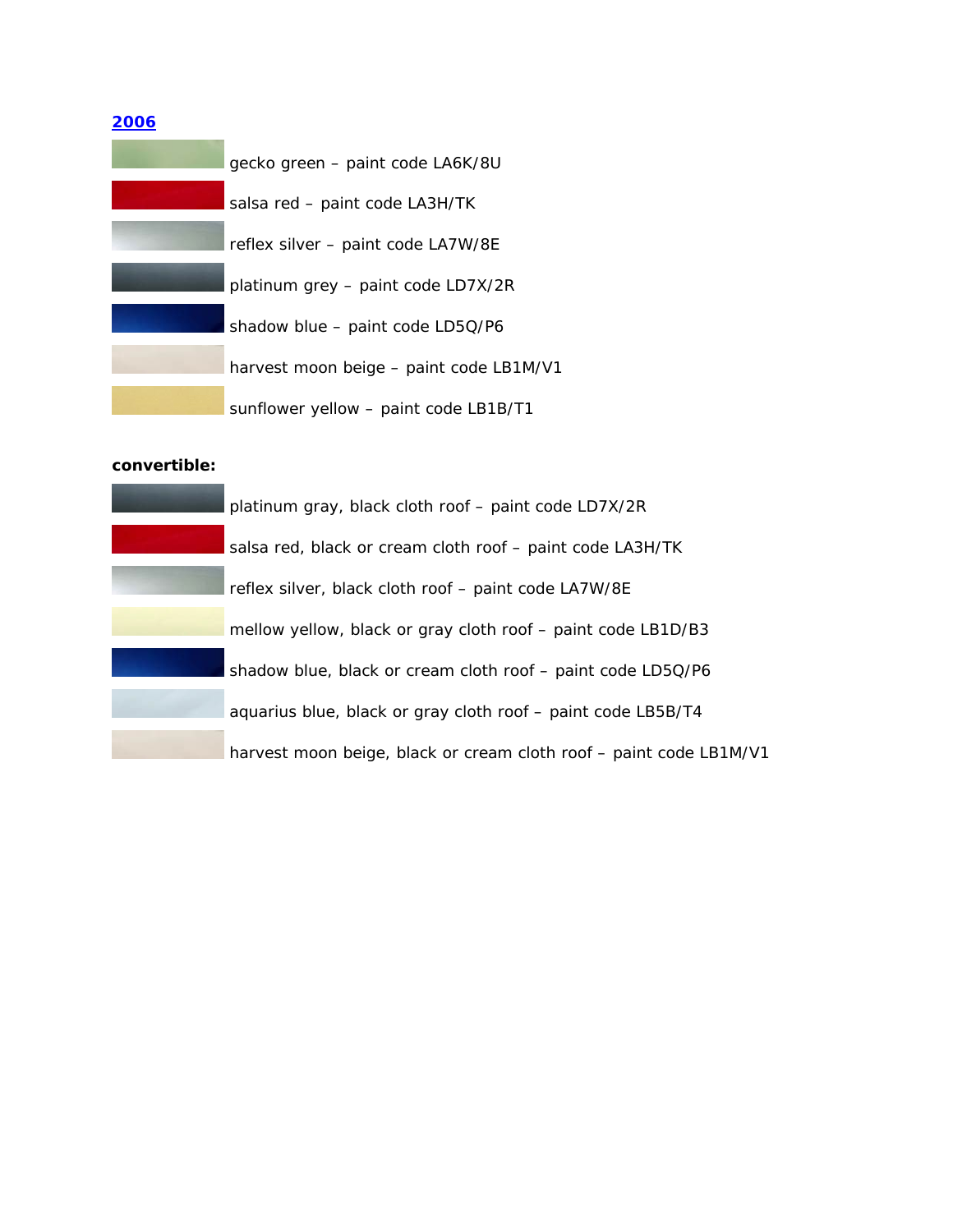[2006]()

gecko green – paint code LA6K/8U

salsa red – paint code LA3H/TK

reflex silver – paint code LA7W/8E

platinum grey – paint code LD7X/2R

shadow blue – paint code LD5Q/P6

harvest moon beige – paint code LB1M/V1

sunflower yellow – paint code LB1B/T1

**convertible:**

platinum gray, black cloth roof – paint code LD7X/2R

salsa red, black or cream cloth roof – paint code LA3H/TK

reflex silver, black cloth roof – paint code LA7W/8E

mellow yellow, black or gray cloth roof – paint code LB1D/B3

shadow blue, black or cream cloth roof – paint code LD5Q/P6

aquarius blue, black or gray cloth roof – paint code LB5B/T4

harvest moon beige, black or cream cloth roof – paint code LB1M/V1